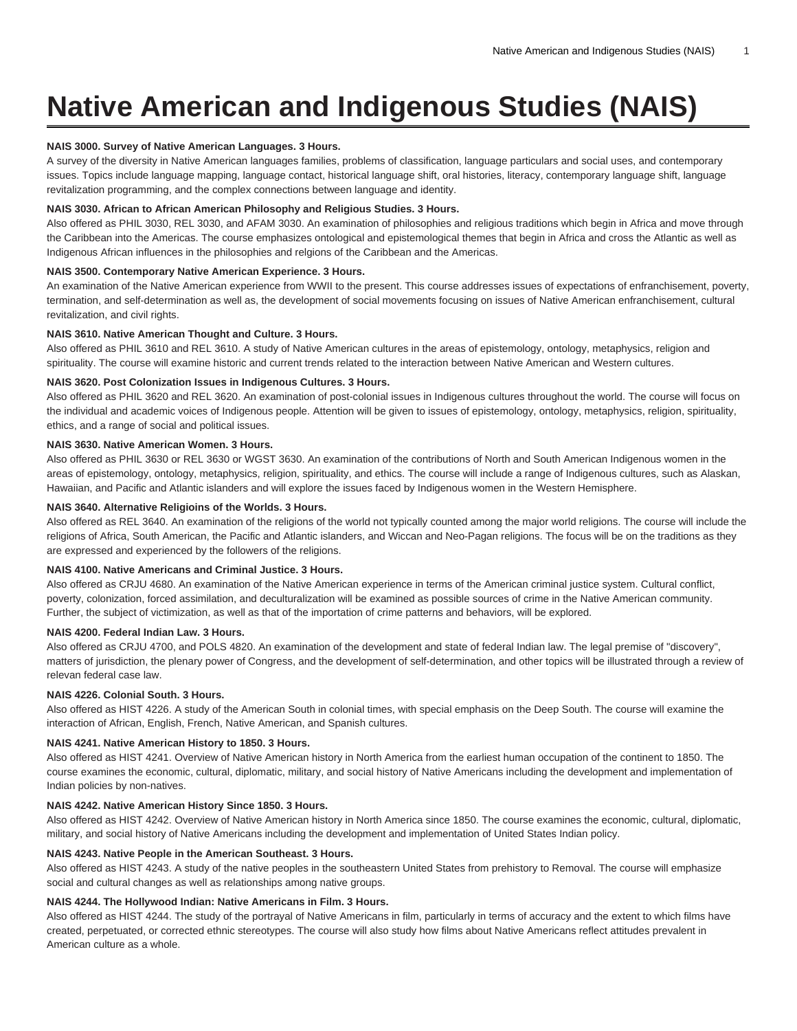# Native American and Indigenous Studies (NAIS)

**NAIS 3000. Survey of Native American Languages. 3 Hours.**

A survey of the diversity in Native American languages families, problems of classification, language particulars and social uses, and contemporary issues. Topics include language mapping, language contact, historical language shift, oral histories, literacy, contemporary language shift, language revitalization programming, and the complex connections between language and identity.

**NAIS 3030. African to African American Philosophy and Religious Studies. 3 Hours.**

Also offered as PHIL 3030, REL 3030, and AFAM 3030. An examination of philosophies and religious traditions which begin in Africa and move through the Caribbean into the Americas. The course emphasizes ontological and epistemological themes that begin in Africa and cross the Atlantic as well as Indigenous African influences in the philosophies and relgions of the Caribbean and the Americas.

**NAIS 3500. Contemporary Native American Experience. 3 Hours.**

An examination of the Native American experience from WWII to the present. This course addresses issues of expectations of enfranchisement, poverty, termination, and self-determination as well as, the development of social movements focusing on issues of Native American enfranchisement, cultural revitalization, and civil rights.

**NAIS 3610. Native American Thought and Culture. 3 Hours.**

Also offered as PHIL 3610 and REL 3610. A study of Native American cultures in the areas of epistemology, ontology, metaphysics, religion and spirituality. The course will examine historic and current trends related to the interaction between Native American and Western cultures.

**NAIS 3620. Post Colonization Issues in Indigenous Cultures. 3 Hours.**

Also offered as PHIL 3620 and REL 3620. An examination of post-colonial issues in Indigenous cultures throughout the world. The course will focus on the individual and academic voices of Indigenous people. Attention will be given to issues of epistemology, ontology, metaphysics, religion, spirituality, ethics, and a range of social and political issues.

**NAIS 3630. Native American Women. 3 Hours.**

Also offered as PHIL 3630 or REL 3630 or WGST 3630. An examination of the contributions of North and South American Indigenous women in the areas of epistemology, ontology, metaphysics, religion, spirituality, and ethics. The course will include a range of Indigenous cultures, such as Alaskan, Hawaiian, and Pacific and Atlantic islanders and will explore the issues faced by Indigenous women in the Western Hemisphere.

**NAIS 3640. Alternative Religioins of the Worlds. 3 Hours.**

Also offered as REL 3640. An examination of the religions of the world not typically counted among the major world religions. The course will include the religions of Africa, South American, the Pacific and Atlantic islanders, and Wiccan and Neo-Pagan religions. The focus will be on the traditions as they are expressed and experienced by the followers of the religions.

**NAIS 4100. Native Americans and Criminal Justice. 3 Hours.**

Also offered as CRJU 4680. An examination of the Native American experience in terms of the American criminal justice system. Cultural conflict, poverty, colonization, forced assimilation, and deculturalization will be examined as possible sources of crime in the Native American community. Further, the subject of victimization, as well as that of the importation of crime patterns and behaviors, will be explored.

**NAIS 4200. Federal Indian Law. 3 Hours.**

Also offered as CRJU 4700, and POLS 4820. An examination of the development and state of federal Indian law. The legal premise of "discovery", matters of jurisdiction, the plenary power of Congress, and the development of self-determination, and other topics will be illustrated through a review of relevan federal case law.

**NAIS 4226. Colonial South. 3 Hours.**

Also offered as HIST 4226. A study of the American South in colonial times, with special emphasis on the Deep South. The course will examine the interaction of African, English, French, Native American, and Spanish cultures.

**NAIS 4241. Native American History to 1850. 3 Hours.**

Also offered as HIST 4241. Overview of Native American history in North America from the earliest human occupation of the continent to 1850. The course examines the economic, cultural, diplomatic, military, and social history of Native Americans including the development and implementation of Indian policies by non-natives.

**NAIS 4242. Native American History Since 1850. 3 Hours.**

Also offered as HIST 4242. Overview of Native American history in North America since 1850. The course examines the economic, cultural, diplomatic, military, and social history of Native Americans including the development and implementation of United States Indian policy.

**NAIS 4243. Native People in the American Southeast. 3 Hours.**

Also offered as HIST 4243. A study of the native peoples in the southeastern United States from prehistory to Removal. The course will emphasize social and cultural changes as well as relationships among native groups.

**NAIS 4244. The Hollywood Indian: Native Americans in Film. 3 Hours.**

Also offered as HIST 4244. The study of the portrayal of Native Americans in film, particularly in terms of accuracy and the extent to which films have created, perpetuated, or corrected ethnic stereotypes. The course will also study how films about Native Americans reflect attitudes prevalent in American culture as a whole.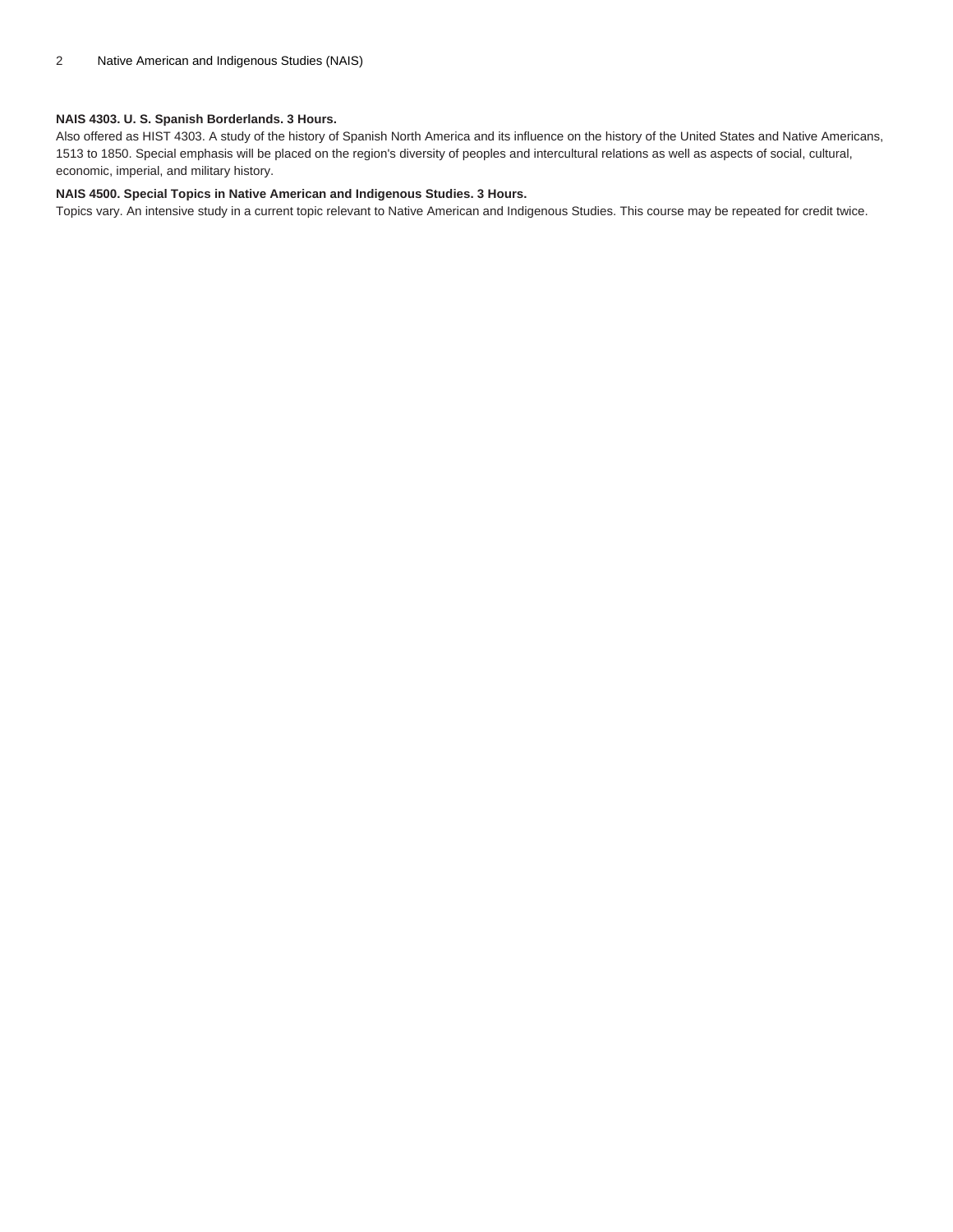**NAIS 4303. U. S. Spanish Borderlands. 3 Hours.**

Also offered as HIST 4303. A study of the history of Spanish North America and its influence on the history of the United States and Native Americans, 1513 to 1850. Special emphasis will be placed on the region's diversity of peoples and intercultural relations as well as aspects of social, cultural, economic, imperial, and military history.

**NAIS 4500. Special Topics in Native American and Indigenous Studies. 3 Hours.**

Topics vary. An intensive study in a current topic relevant to Native American and Indigenous Studies. This course may be repeated for credit twice.